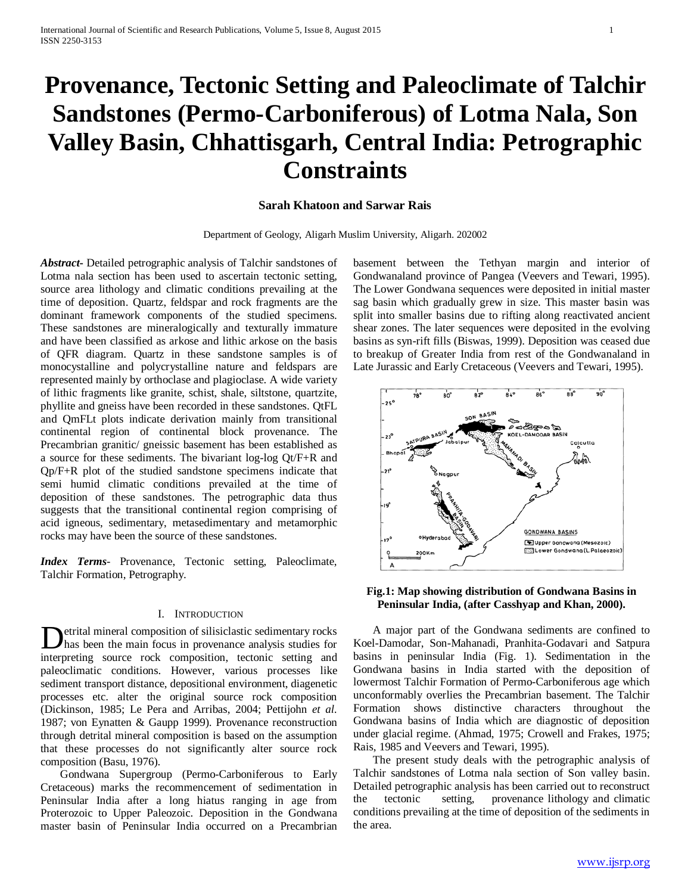# Provenance, Tectonic Setting and Paleoclimate of Talchir Sandstones (Permo-Carboniferous) of Lotma Nala, Son Valley Basin, Chhattisgarh, Central India: Petrographic Constraints

**Sarah Khatoon and Sarwar Rais**

Department of Geology, Aligarh Muslim University, Aligarh. 202002

***Abstract*-** Detailed petrographic analysis of Talchir sandstones of Lotma nala section has been used to ascertain tectonic setting, source area lithology and climatic conditions prevailing at the time of deposition. Quartz, feldspar and rock fragments are the dominant framework components of the studied specimens. These sandstones are mineralogically and texturally immature and have been classified as arkose and lithic arkose on the basis of QFR diagram. Quartz in these sandstone samples is of monocystalline and polycrystalline nature and feldspars are represented mainly by orthoclase and plagioclase. A wide variety of lithic fragments like granite, schist, shale, siltstone, quartzite, phyllite and gneiss have been recorded in these sandstones. QtFL and QmFLt plots indicate derivation mainly from transitional continental region of continental block provenance. The Precambrian granitic/ gneissic basement has been established as a source for these sediments. The bivariant log-log Qt/F+R and Qp/F+R plot of the studied sandstone specimens indicate that semi humid climatic conditions prevailed at the time of deposition of these sandstones. The petrographic data thus suggests that the transitional continental region comprising of acid igneous, sedimentary, metasedimentary and metamorphic rocks may have been the source of these sandstones.

***Index Terms*-** Provenance, Tectonic setting, Paleoclimate, Talchir Formation, Petrography.

## I. Introduction

Detrital mineral composition of silisiclastic sedimentary rocks has been the main focus in provenance analysis studies for interpreting source rock composition, tectonic setting and paleoclimatic conditions. However, various processes like sediment transport distance, depositional environment, diagenetic processes etc. alter the original source rock composition (Dickinson, 1985; Le Pera and Arribas, 2004; Pettijohn *et al.* 1987; von Eynatten & Gaupp 1999). Provenance reconstruction through detrital mineral composition is based on the assumption that these processes do not significantly alter source rock composition (Basu, 1976).

Gondwana Supergroup (Permo-Carboniferous to Early Cretaceous) marks the recommencement of sedimentation in Peninsular India after a long hiatus ranging in age from Proterozoic to Upper Paleozoic. Deposition in the Gondwana master basin of Peninsular India occurred on a Precambrian basement between the Tethyan margin and interior of Gondwanaland province of Pangea (Veevers and Tewari, 1995). The Lower Gondwana sequences were deposited in initial master sag basin which gradually grew in size. This master basin was split into smaller basins due to rifting along reactivated ancient shear zones. The later sequences were deposited in the evolving basins as syn-rift fills (Biswas, 1999). Deposition was ceased due to breakup of Greater India from rest of the Gondwanaland in Late Jurassic and Early Cretaceous (Veevers and Tewari, 1995).

**Fig.1: Map showing distribution of Gondwana Basins in Peninsular India, (after Casshyap and Khan, 2000).**

A major part of the Gondwana sediments are confined to Koel-Damodar, Son-Mahanadi, Pranhita-Godavari and Satpura basins in peninsular India (Fig. 1). Sedimentation in the Gondwana basins in India started with the deposition of lowermost Talchir Formation of Permo-Carboniferous age which unconformably overlies the Precambrian basement. The Talchir Formation shows distinctive characters throughout the Gondwana basins of India which are diagnostic of deposition under glacial regime. (Ahmad, 1975; Crowell and Frakes, 1975; Rais, 1985 and Veevers and Tewari, 1995).

The present study deals with the petrographic analysis of Talchir sandstones of Lotma nala section of Son valley basin. Detailed petrographic analysis has been carried out to reconstruct the tectonic setting, provenance lithology and climatic conditions prevailing at the time of deposition of the sediments in the area.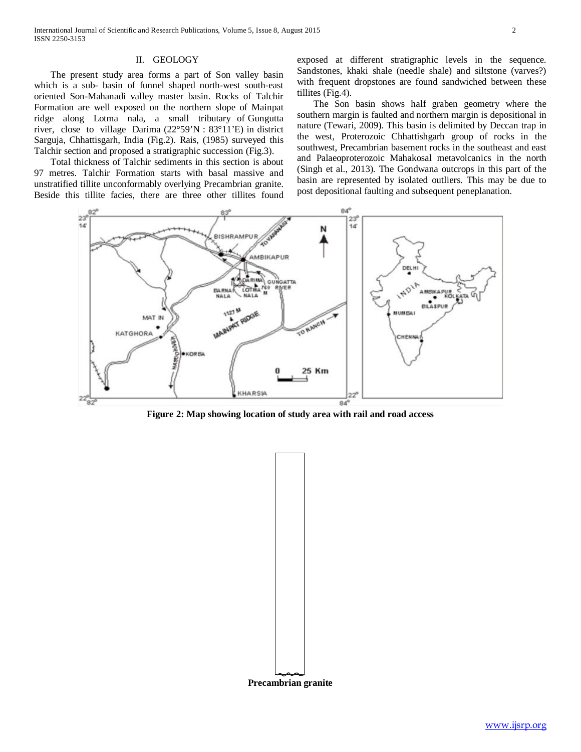## II. GEOLOGY

The present study area forms a part of Son valley basin which is a sub- basin of funnel shaped north-west south-east oriented Son-Mahanadi valley master basin. Rocks of Talchir Formation are well exposed on the northern slope of Mainpat ridge along Lotma nala, a small tributary of Gungutta river, close to village Darima (22°59'N : 83°11'E) in district Sarguja, Chhattisgarh, India (Fig.2). Rais, (1985) surveyed this Talchir section and proposed a stratigraphic succession (Fig.3).

Total thickness of Talchir sediments in this section is about 97 metres. Talchir Formation starts with basal massive and unstratified tillite unconformably overlying Precambrian granite. Beside this tillite facies, there are three other tillites found exposed at different stratigraphic levels in the sequence. Sandstones, khaki shale (needle shale) and siltstone (varves?) with frequent dropstones are found sandwiched between these tillites (Fig.4).

The Son basin shows half graben geometry where the southern margin is faulted and northern margin is depositional in nature (Tewari, 2009). This basin is delimited by Deccan trap in the west, Proterozoic Chhattishgarh group of rocks in the southwest, Precambrian basement rocks in the southeast and east and Palaeoproterozoic Mahakosal metavolcanics in the north (Singh et al., 2013). The Gondwana outcrops in this part of the basin are represented by isolated outliers. This may be due to post depositional faulting and subsequent peneplanation.

**Figure 2: Map showing location of study area with rail and road access**

**Precambrian granite**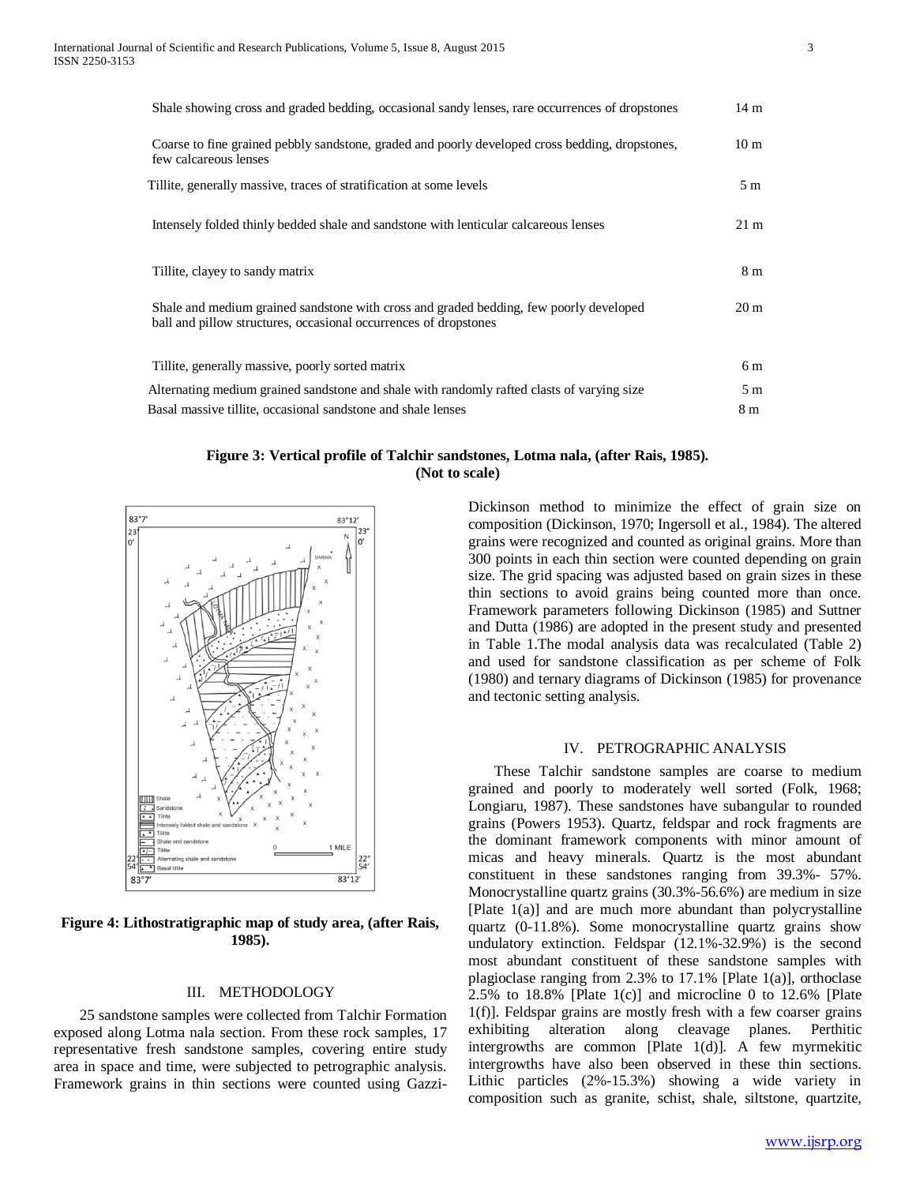| | |
|---|---|
| Shale showing cross and graded bedding, occasional sandy lenses, rare occurrences of dropstones | 14 m |
| Coarse to fine grained pebbly sandstone, graded and poorly developed cross bedding, dropstones, few calcareous lenses | 10 m |
| Tillite, generally massive, traces of stratification at some levels | 5 m |
| Intensely folded thinly bedded shale and sandstone with lenticular calcareous lenses | 21 m |
| Tillite, clayey to sandy matrix | 8 m |
| Shale and medium grained sandstone with cross and graded bedding, few poorly developed ball and pillow structures, occasional occurrences of dropstones | 20 m |
| Tillite, generally massive, poorly sorted matrix | 6 m |
| Alternating medium grained sandstone and shale with randomly rafted clasts of varying size | 5 m |
| Basal massive tillite, occasional sandstone and shale lenses | 8 m |

**Figure 3: Vertical profile of Talchir sandstones, Lotma nala, (after Rais, 1985). (Not to scale)**

**Figure 4: Lithostratigraphic map of study area, (after Rais, 1985).**

## III. METHODOLOGY

25 sandstone samples were collected from Talchir Formation exposed along Lotma nala section. From these rock samples, 17 representative fresh sandstone samples, covering entire study area in space and time, were subjected to petrographic analysis. Framework grains in thin sections were counted using Gazzi-Dickinson method to minimize the effect of grain size on composition (Dickinson, 1970; Ingersoll et al., 1984). The altered grains were recognized and counted as original grains. More than 300 points in each thin section were counted depending on grain size. The grid spacing was adjusted based on grain sizes in these thin sections to avoid grains being counted more than once. Framework parameters following Dickinson (1985) and Suttner and Dutta (1986) are adopted in the present study and presented in Table 1.The modal analysis data was recalculated (Table 2) and used for sandstone classification as per scheme of Folk (1980) and ternary diagrams of Dickinson (1985) for provenance and tectonic setting analysis.

## IV. PETROGRAPHIC ANALYSIS

These Talchir sandstone samples are coarse to medium grained and poorly to moderately well sorted (Folk, 1968; Longiaru, 1987). These sandstones have subangular to rounded grains (Powers 1953). Quartz, feldspar and rock fragments are the dominant framework components with minor amount of micas and heavy minerals. Quartz is the most abundant constituent in these sandstones ranging from 39.3%- 57%. Monocrystalline quartz grains (30.3%-56.6%) are medium in size [Plate 1(a)] and are much more abundant than polycrystalline quartz (0-11.8%). Some monocrystalline quartz grains show undulatory extinction. Feldspar (12.1%-32.9%) is the second most abundant constituent of these sandstone samples with plagioclase ranging from 2.3% to 17.1% [Plate 1(a)], orthoclase 2.5% to 18.8% [Plate 1(c)] and microcline 0 to 12.6% [Plate 1(f)]. Feldspar grains are mostly fresh with a few coarser grains exhibiting alteration along cleavage planes. Perthitic intergrowths are common [Plate 1(d)]. A few myrmekitic intergrowths have also been observed in these thin sections. Lithic particles (2%-15.3%) showing a wide variety in composition such as granite, schist, shale, siltstone, quartzite,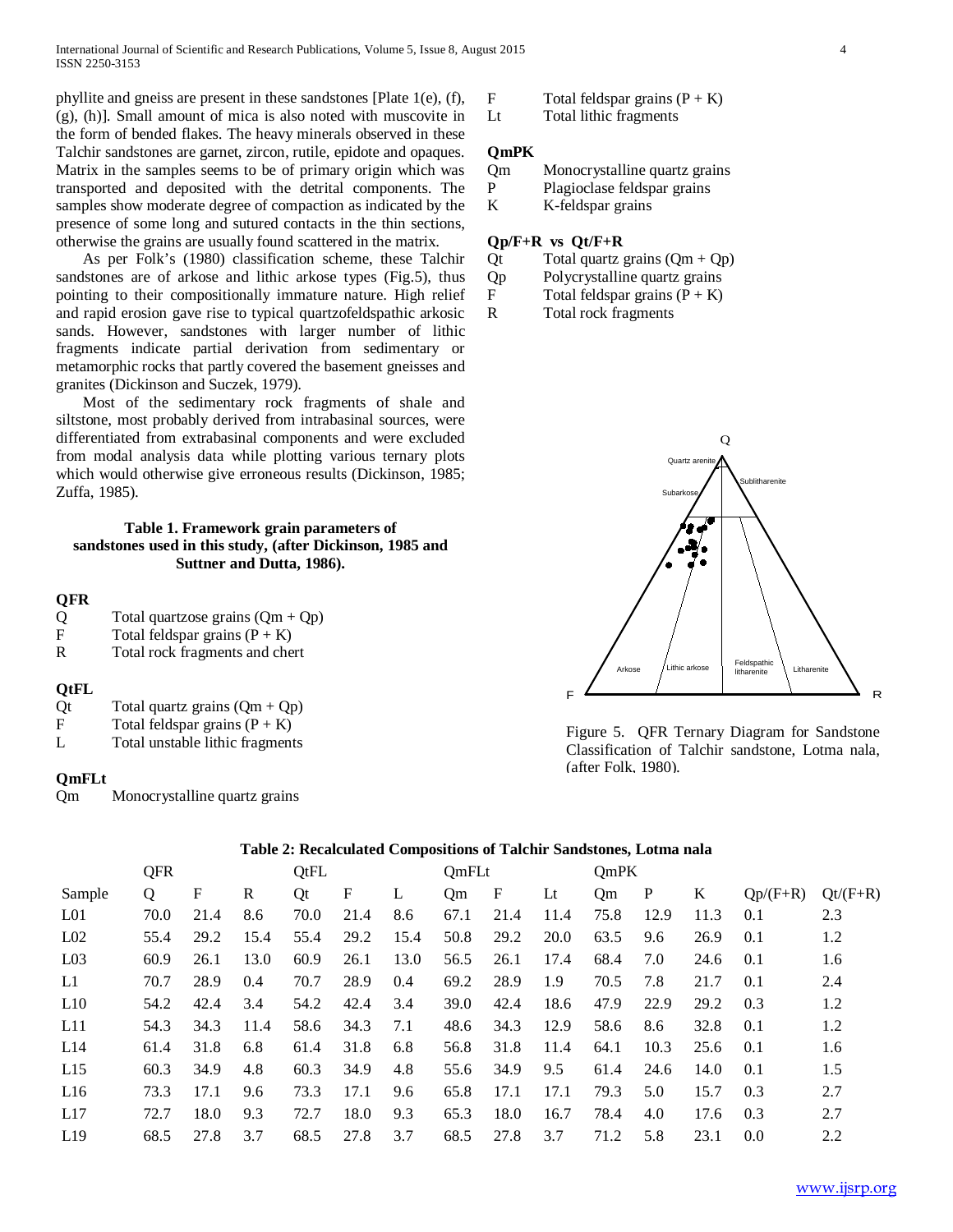phyllite and gneiss are present in these sandstones [Plate 1(e), (f), (g), (h)]. Small amount of mica is also noted with muscovite in the form of bended flakes. The heavy minerals observed in these Talchir sandstones are garnet, zircon, rutile, epidote and opaques. Matrix in the samples seems to be of primary origin which was transported and deposited with the detrital components. The samples show moderate degree of compaction as indicated by the presence of some long and sutured contacts in the thin sections, otherwise the grains are usually found scattered in the matrix.

As per Folk's (1980) classification scheme, these Talchir sandstones are of arkose and lithic arkose types (Fig.5), thus pointing to their compositionally immature nature. High relief and rapid erosion gave rise to typical quartzofeldspathic arkosic sands. However, sandstones with larger number of lithic fragments indicate partial derivation from sedimentary or metamorphic rocks that partly covered the basement gneisses and granites (Dickinson and Suczek, 1979).

Most of the sedimentary rock fragments of shale and siltstone, most probably derived from intrabasinal sources, were differentiated from extrabasinal components and were excluded from modal analysis data while plotting various ternary plots which would otherwise give erroneous results (Dickinson, 1985; Zuffa, 1985).

**Table 1. Framework grain parameters of sandstones used in this study, (after Dickinson, 1985 and Suttner and Dutta, 1986).**

**QFR**

| | |
|---|---|
| Q | Total quartzose grains (Qm + Qp) |
| F | Total feldspar grains (P + K) |
| R | Total rock fragments and chert |

**QtFL**

| | |
|---|---|
| Qt | Total quartz grains (Qm + Qp) |
| F | Total feldspar grains (P + K) |
| L | Total unstable lithic fragments |

**QmFLt**

| | |
|---|---|
| Qm | Monocrystalline quartz grains |
| F | Total feldspar grains (P + K) |
| Lt | Total lithic fragments |

**QmPK**

| | |
|---|---|
| Qm | Monocrystalline quartz grains |
| P | Plagioclase feldspar grains |
| K | K-feldspar grains |

**Qp/F+R vs Qt/F+R**

| | |
|---|---|
| Qt | Total quartz grains (Qm + Qp) |
| Qp | Polycrystalline quartz grains |
| F | Total feldspar grains (P + K) |
| R | Total rock fragments |

Figure 5. QFR Ternary Diagram for Sandstone Classification of Talchir sandstone, Lotma nala, (after Folk, 1980).

**Table 2: Recalculated Compositions of Talchir Sandstones, Lotma nala**

| | QFR | | | QtFL | | | QmFLt | | | QmPK | | | | |
|---|---|---|---|---|---|---|---|---|---|---|---|---|---|---|
| Sample | Q | F | R | Qt | F | L | Qm | F | Lt | Qm | P | K | Qp/(F+R) | Qt/(F+R) |
| L01 | 70.0 | 21.4 | 8.6 | 70.0 | 21.4 | 8.6 | 67.1 | 21.4 | 11.4 | 75.8 | 12.9 | 11.3 | 0.1 | 2.3 |
| L02 | 55.4 | 29.2 | 15.4 | 55.4 | 29.2 | 15.4 | 50.8 | 29.2 | 20.0 | 63.5 | 9.6 | 26.9 | 0.1 | 1.2 |
| L03 | 60.9 | 26.1 | 13.0 | 60.9 | 26.1 | 13.0 | 56.5 | 26.1 | 17.4 | 68.4 | 7.0 | 24.6 | 0.1 | 1.6 |
| L1 | 70.7 | 28.9 | 0.4 | 70.7 | 28.9 | 0.4 | 69.2 | 28.9 | 1.9 | 70.5 | 7.8 | 21.7 | 0.1 | 2.4 |
| L10 | 54.2 | 42.4 | 3.4 | 54.2 | 42.4 | 3.4 | 39.0 | 42.4 | 18.6 | 47.9 | 22.9 | 29.2 | 0.3 | 1.2 |
| L11 | 54.3 | 34.3 | 11.4 | 58.6 | 34.3 | 7.1 | 48.6 | 34.3 | 12.9 | 58.6 | 8.6 | 32.8 | 0.1 | 1.2 |
| L14 | 61.4 | 31.8 | 6.8 | 61.4 | 31.8 | 6.8 | 56.8 | 31.8 | 11.4 | 64.1 | 10.3 | 25.6 | 0.1 | 1.6 |
| L15 | 60.3 | 34.9 | 4.8 | 60.3 | 34.9 | 4.8 | 55.6 | 34.9 | 9.5 | 61.4 | 24.6 | 14.0 | 0.1 | 1.5 |
| L16 | 73.3 | 17.1 | 9.6 | 73.3 | 17.1 | 9.6 | 65.8 | 17.1 | 17.1 | 79.3 | 5.0 | 15.7 | 0.3 | 2.7 |
| L17 | 72.7 | 18.0 | 9.3 | 72.7 | 18.0 | 9.3 | 65.3 | 18.0 | 16.7 | 78.4 | 4.0 | 17.6 | 0.3 | 2.7 |
| L19 | 68.5 | 27.8 | 3.7 | 68.5 | 27.8 | 3.7 | 68.5 | 27.8 | 3.7 | 71.2 | 5.8 | 23.1 | 0.0 | 2.2 |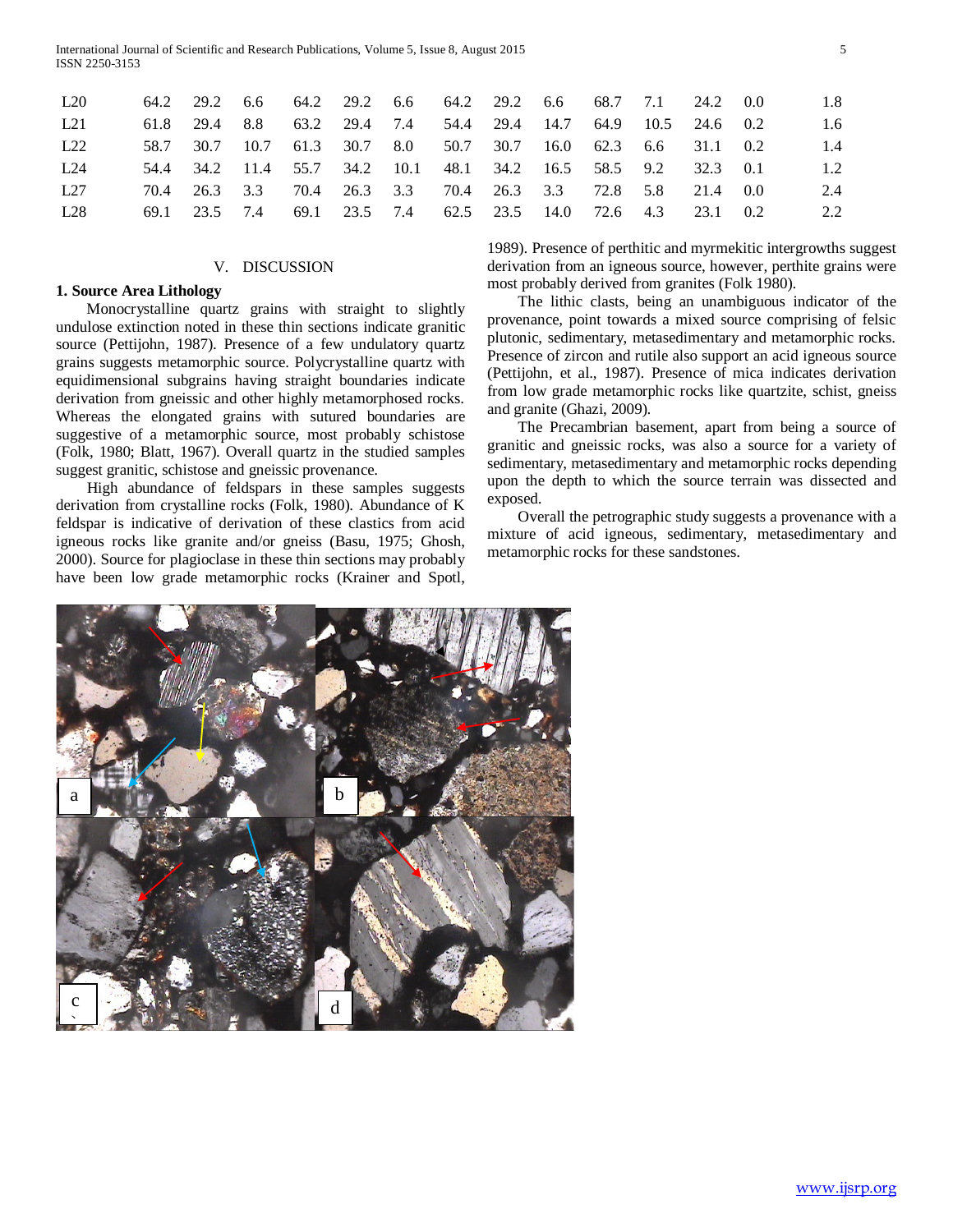| | | | | | | | | | | | | | | |
|---|---|---|---|---|---|---|---|---|---|---|---|---|---|---|
| L20 | 64.2 | 29.2 | 6.6 | 64.2 | 29.2 | 6.6 | 64.2 | 29.2 | 6.6 | 68.7 | 7.1 | 24.2 | 0.0 | 1.8 |
| L21 | 61.8 | 29.4 | 8.8 | 63.2 | 29.4 | 7.4 | 54.4 | 29.4 | 14.7 | 64.9 | 10.5 | 24.6 | 0.2 | 1.6 |
| L22 | 58.7 | 30.7 | 10.7 | 61.3 | 30.7 | 8.0 | 50.7 | 30.7 | 16.0 | 62.3 | 6.6 | 31.1 | 0.2 | 1.4 |
| L24 | 54.4 | 34.2 | 11.4 | 55.7 | 34.2 | 10.1 | 48.1 | 34.2 | 16.5 | 58.5 | 9.2 | 32.3 | 0.1 | 1.2 |
| L27 | 70.4 | 26.3 | 3.3 | 70.4 | 26.3 | 3.3 | 70.4 | 26.3 | 3.3 | 72.8 | 5.8 | 21.4 | 0.0 | 2.4 |
| L28 | 69.1 | 23.5 | 7.4 | 69.1 | 23.5 | 7.4 | 62.5 | 23.5 | 14.0 | 72.6 | 4.3 | 23.1 | 0.2 | 2.2 |

## V. DISCUSSION

### 1. Source Area Lithology

Monocrystalline quartz grains with straight to slightly undulose extinction noted in these thin sections indicate granitic source (Pettijohn, 1987). Presence of a few undulatory quartz grains suggests metamorphic source. Polycrystalline quartz with equidimensional subgrains having straight boundaries indicate derivation from gneissic and other highly metamorphosed rocks. Whereas the elongated grains with sutured boundaries are suggestive of a metamorphic source, most probably schistose (Folk, 1980; Blatt, 1967). Overall quartz in the studied samples suggest granitic, schistose and gneissic provenance.

High abundance of feldspars in these samples suggests derivation from crystalline rocks (Folk, 1980). Abundance of K feldspar is indicative of derivation of these clastics from acid igneous rocks like granite and/or gneiss (Basu, 1975; Ghosh, 2000). Source for plagioclase in these thin sections may probably have been low grade metamorphic rocks (Krainer and Spotl, 1989). Presence of perthitic and myrmekitic intergrowths suggest derivation from an igneous source, however, perthite grains were most probably derived from granites (Folk 1980).

The lithic clasts, being an unambiguous indicator of the provenance, point towards a mixed source comprising of felsic plutonic, sedimentary, metasedimentary and metamorphic rocks. Presence of zircon and rutile also support an acid igneous source (Pettijohn, et al., 1987). Presence of mica indicates derivation from low grade metamorphic rocks like quartzite, schist, gneiss and granite (Ghazi, 2009).

The Precambrian basement, apart from being a source of granitic and gneissic rocks, was also a source for a variety of sedimentary, metasedimentary and metamorphic rocks depending upon the depth to which the source terrain was dissected and exposed.

Overall the petrographic study suggests a provenance with a mixture of acid igneous, sedimentary, metasedimentary and metamorphic rocks for these sandstones.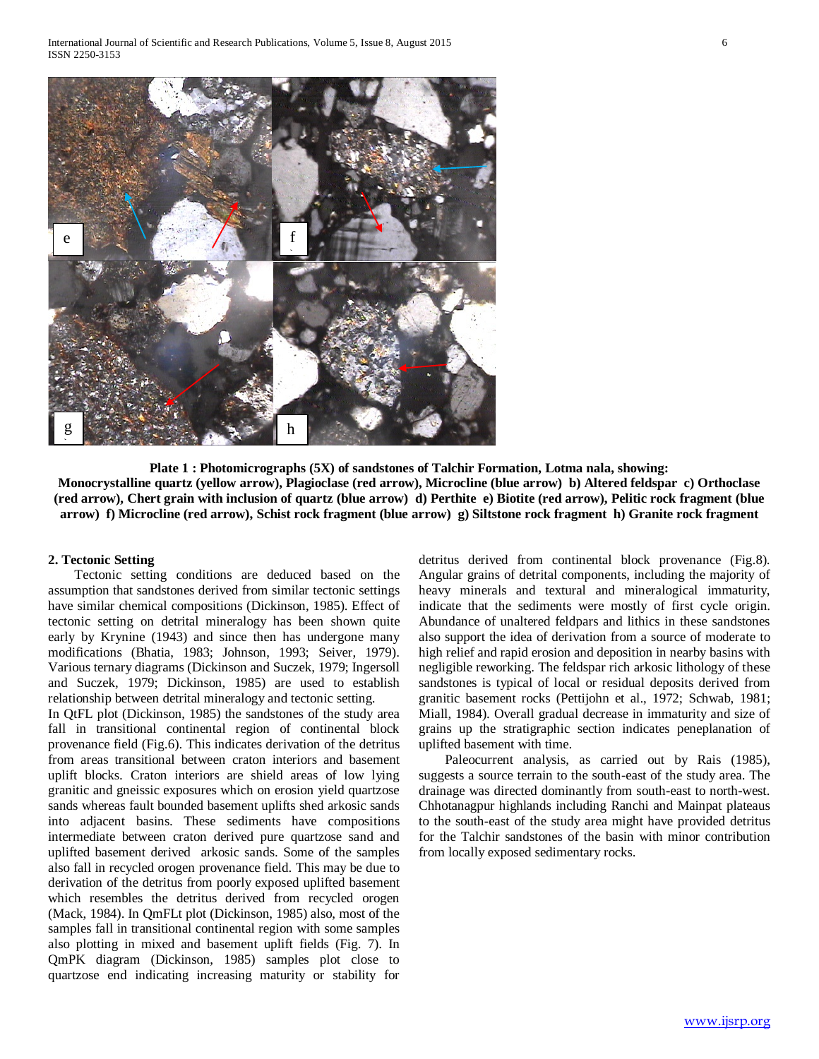**Plate 1 : Photomicrographs (5X) of sandstones of Talchir Formation, Lotma nala, showing: Monocrystalline quartz (yellow arrow), Plagioclase (red arrow), Microcline (blue arrow) b) Altered feldspar c) Orthoclase (red arrow), Chert grain with inclusion of quartz (blue arrow) d) Perthite e) Biotite (red arrow), Pelitic rock fragment (blue arrow) f) Microcline (red arrow), Schist rock fragment (blue arrow) g) Siltstone rock fragment h) Granite rock fragment**

## 2. Tectonic Setting

Tectonic setting conditions are deduced based on the assumption that sandstones derived from similar tectonic settings have similar chemical compositions (Dickinson, 1985). Effect of tectonic setting on detrital mineralogy has been shown quite early by Krynine (1943) and since then has undergone many modifications (Bhatia, 1983; Johnson, 1993; Seiver, 1979). Various ternary diagrams (Dickinson and Suczek, 1979; Ingersoll and Suczek, 1979; Dickinson, 1985) are used to establish relationship between detrital mineralogy and tectonic setting.

In QtFL plot (Dickinson, 1985) the sandstones of the study area fall in transitional continental region of continental block provenance field (Fig.6). This indicates derivation of the detritus from areas transitional between craton interiors and basement uplift blocks. Craton interiors are shield areas of low lying granitic and gneissic exposures which on erosion yield quartzose sands whereas fault bounded basement uplifts shed arkosic sands into adjacent basins. These sediments have compositions intermediate between craton derived pure quartzose sand and uplifted basement derived arkosic sands. Some of the samples also fall in recycled orogen provenance field. This may be due to derivation of the detritus from poorly exposed uplifted basement which resembles the detritus derived from recycled orogen (Mack, 1984). In QmFLt plot (Dickinson, 1985) also, most of the samples fall in transitional continental region with some samples also plotting in mixed and basement uplift fields (Fig. 7). In QmPK diagram (Dickinson, 1985) samples plot close to quartzose end indicating increasing maturity or stability for detritus derived from continental block provenance (Fig.8). Angular grains of detrital components, including the majority of heavy minerals and textural and mineralogical immaturity, indicate that the sediments were mostly of first cycle origin. Abundance of unaltered feldpars and lithics in these sandstones also support the idea of derivation from a source of moderate to high relief and rapid erosion and deposition in nearby basins with negligible reworking. The feldspar rich arkosic lithology of these sandstones is typical of local or residual deposits derived from granitic basement rocks (Pettijohn et al., 1972; Schwab, 1981; Miall, 1984). Overall gradual decrease in immaturity and size of grains up the stratigraphic section indicates peneplanation of uplifted basement with time.

Paleocurrent analysis, as carried out by Rais (1985), suggests a source terrain to the south-east of the study area. The drainage was directed dominantly from south-east to north-west. Chhotanagpur highlands including Ranchi and Mainpat plateaus to the south-east of the study area might have provided detritus for the Talchir sandstones of the basin with minor contribution from locally exposed sedimentary rocks.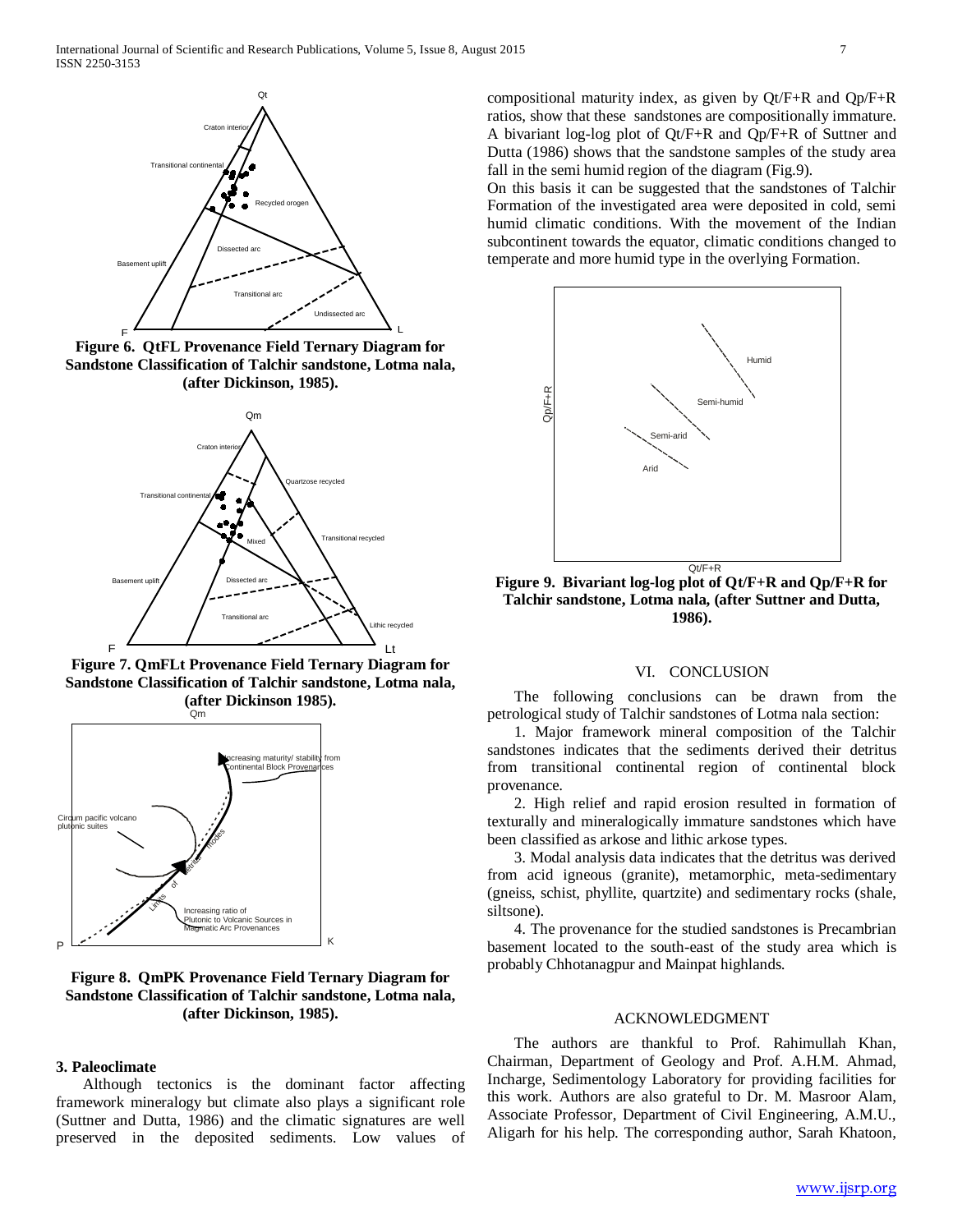Figure 6. QtFL Provenance Field Ternary Diagram for Sandstone Classification of Talchir sandstone, Lotma nala, (after Dickinson, 1985).

Figure 7. QmFLt Provenance Field Ternary Diagram for Sandstone Classification of Talchir sandstone, Lotma nala, (after Dickinson 1985).

Figure 8. QmPK Provenance Field Ternary Diagram for Sandstone Classification of Talchir sandstone, Lotma nala, (after Dickinson, 1985).

**3. Paleoclimate**

Although tectonics is the dominant factor affecting framework mineralogy but climate also plays a significant role (Suttner and Dutta, 1986) and the climatic signatures are well preserved in the deposited sediments. Low values of compositional maturity index, as given by Qt/F+R and Qp/F+R ratios, show that these sandstones are compositionally immature. A bivariant log-log plot of Qt/F+R and Qp/F+R of Suttner and Dutta (1986) shows that the sandstone samples of the study area fall in the semi humid region of the diagram (Fig.9).

On this basis it can be suggested that the sandstones of Talchir Formation of the investigated area were deposited in cold, semi humid climatic conditions. With the movement of the Indian subcontinent towards the equator, climatic conditions changed to temperate and more humid type in the overlying Formation.

Figure 9. Bivariant log-log plot of Qt/F+R and Qp/F+R for Talchir sandstone, Lotma nala, (after Suttner and Dutta, 1986).

## VI. CONCLUSION

The following conclusions can be drawn from the petrological study of Talchir sandstones of Lotma nala section:

1. Major framework mineral composition of the Talchir sandstones indicates that the sediments derived their detritus from transitional continental region of continental block provenance.

2. High relief and rapid erosion resulted in formation of texturally and mineralogically immature sandstones which have been classified as arkose and lithic arkose types.

3. Modal analysis data indicates that the detritus was derived from acid igneous (granite), metamorphic, meta-sedimentary (gneiss, schist, phyllite, quartzite) and sedimentary rocks (shale, siltsone).

4. The provenance for the studied sandstones is Precambrian basement located to the south-east of the study area which is probably Chhotanagpur and Mainpat highlands.

## ACKNOWLEDGMENT

The authors are thankful to Prof. Rahimullah Khan, Chairman, Department of Geology and Prof. A.H.M. Ahmad, Incharge, Sedimentology Laboratory for providing facilities for this work. Authors are also grateful to Dr. M. Masroor Alam, Associate Professor, Department of Civil Engineering, A.M.U., Aligarh for his help. The corresponding author, Sarah Khatoon,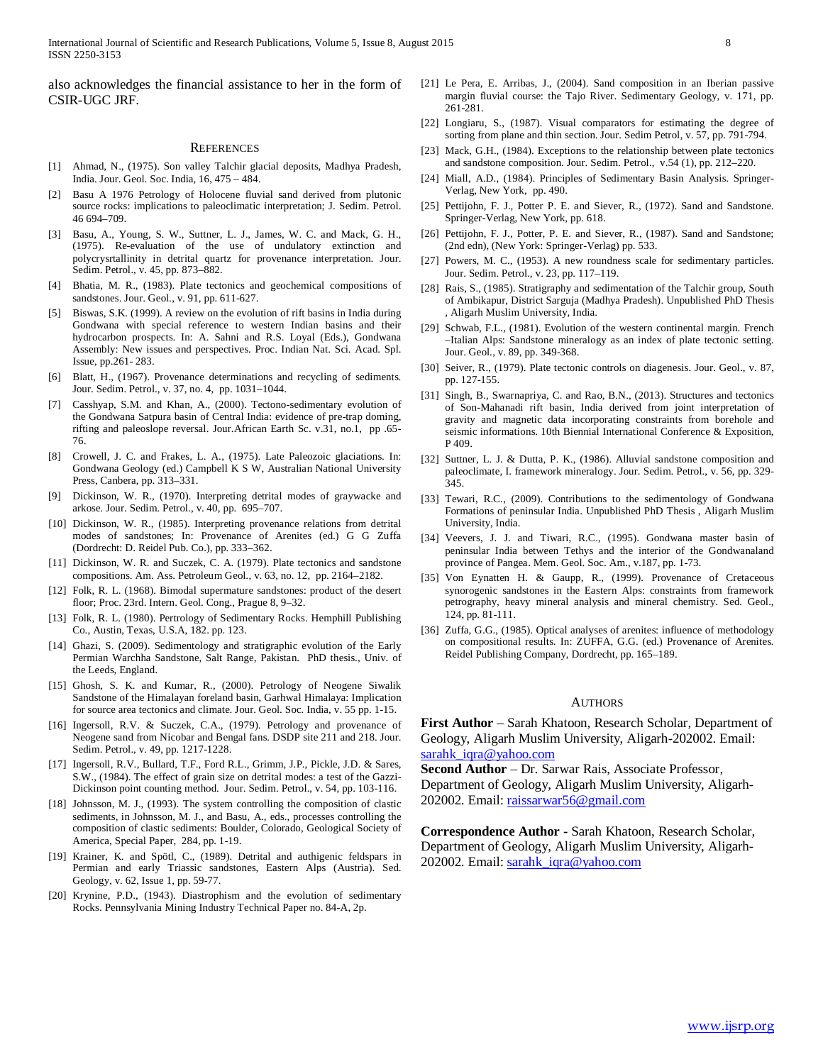also acknowledges the financial assistance to her in the form of CSIR-UGC JRF.

## References

[1] Ahmad, N., (1975). Son valley Talchir glacial deposits, Madhya Pradesh, India. Jour. Geol. Soc. India, 16, 475 – 484.

[2] Basu A 1976 Petrology of Holocene fluvial sand derived from plutonic source rocks: implications to paleoclimatic interpretation; J. Sedim. Petrol. 46 694–709.

[3] Basu, A., Young, S. W., Suttner, L. J., James, W. C. and Mack, G. H., (1975). Re-evaluation of the use of undulatory extinction and polycrysrtallinity in detrital quartz for provenance interpretation. Jour. Sedim. Petrol., v. 45, pp. 873–882.

[4] Bhatia, M. R., (1983). Plate tectonics and geochemical compositions of sandstones. Jour. Geol., v. 91, pp. 611-627.

[5] Biswas, S.K. (1999). A review on the evolution of rift basins in India during Gondwana with special reference to western Indian basins and their hydrocarbon prospects. In: A. Sahni and R.S. Loyal (Eds.), Gondwana Assembly: New issues and perspectives. Proc. Indian Nat. Sci. Acad. Spl. Issue, pp.261- 283.

[6] Blatt, H., (1967). Provenance determinations and recycling of sediments. Jour. Sedim. Petrol., v. 37, no. 4, pp. 1031–1044.

[7] Casshyap, S.M. and Khan, A., (2000). Tectono-sedimentary evolution of the Gondwana Satpura basin of Central India: evidence of pre-trap doming, rifting and paleoslope reversal. Jour.African Earth Sc. v.31, no.1, pp .65-76.

[8] Crowell, J. C. and Frakes, L. A., (1975). Late Paleozoic glaciations. In: Gondwana Geology (ed.) Campbell K S W, Australian National University Press, Canbera, pp. 313–331.

[9] Dickinson, W. R., (1970). Interpreting detrital modes of graywacke and arkose. Jour. Sedim. Petrol., v. 40, pp. 695–707.

[10] Dickinson, W. R., (1985). Interpreting provenance relations from detrital modes of sandstones; In: Provenance of Arenites (ed.) G G Zuffa (Dordrecht: D. Reidel Pub. Co.), pp. 333–362.

[11] Dickinson, W. R. and Suczek, C. A. (1979). Plate tectonics and sandstone compositions. Am. Ass. Petroleum Geol., v. 63, no. 12, pp. 2164–2182.

[12] Folk, R. L. (1968). Bimodal supermature sandstones: product of the desert floor; Proc. 23rd. Intern. Geol. Cong., Prague 8, 9–32.

[13] Folk, R. L. (1980). Pertrology of Sedimentary Rocks. Hemphill Publishing Co., Austin, Texas, U.S.A, 182. pp. 123.

[14] Ghazi, S. (2009). Sedimentology and stratigraphic evolution of the Early Permian Warchha Sandstone, Salt Range, Pakistan. PhD thesis., Univ. of the Leeds, England.

[15] Ghosh, S. K. and Kumar, R., (2000). Petrology of Neogene Siwalik Sandstone of the Himalayan foreland basin, Garhwal Himalaya: Implication for source area tectonics and climate. Jour. Geol. Soc. India, v. 55 pp. 1-15.

[16] Ingersoll, R.V. & Suczek, C.A., (1979). Petrology and provenance of Neogene sand from Nicobar and Bengal fans. DSDP site 211 and 218. Jour. Sedim. Petrol., v. 49, pp. 1217-1228.

[17] Ingersoll, R.V., Bullard, T.F., Ford R.L., Grimm, J.P., Pickle, J.D. & Sares, S.W., (1984). The effect of grain size on detrital modes: a test of the Gazzi-Dickinson point counting method. Jour. Sedim. Petrol., v. 54, pp. 103-116.

[18] Johnsson, M. J., (1993). The system controlling the composition of clastic sediments, in Johnsson, M. J., and Basu, A., eds., processes controlling the composition of clastic sediments: Boulder, Colorado, Geological Society of America, Special Paper, 284, pp. 1-19.

[19] Krainer, K. and Spötl, C., (1989). Detrital and authigenic feldspars in Permian and early Triassic sandstones, Eastern Alps (Austria). Sed. Geology, v. 62, Issue 1, pp. 59-77.

[20] Krynine, P.D., (1943). Diastrophism and the evolution of sedimentary Rocks. Pennsylvania Mining Industry Technical Paper no. 84-A, 2p.

[21] Le Pera, E. Arribas, J., (2004). Sand composition in an Iberian passive margin fluvial course: the Tajo River. Sedimentary Geology, v. 171, pp. 261-281.

[22] Longiaru, S., (1987). Visual comparators for estimating the degree of sorting from plane and thin section. Jour. Sedim Petrol, v. 57, pp. 791-794.

[23] Mack, G.H., (1984). Exceptions to the relationship between plate tectonics and sandstone composition. Jour. Sedim. Petrol., v.54 (1), pp. 212–220.

[24] Miall, A.D., (1984). Principles of Sedimentary Basin Analysis. Springer-Verlag, New York, pp. 490.

[25] Pettijohn, F. J., Potter P. E. and Siever, R., (1972). Sand and Sandstone. Springer-Verlag, New York, pp. 618.

[26] Pettijohn, F. J., Potter, P. E. and Siever, R., (1987). Sand and Sandstone; (2nd edn), (New York: Springer-Verlag) pp. 533.

[27] Powers, M. C., (1953). A new roundness scale for sedimentary particles. Jour. Sedim. Petrol., v. 23, pp. 117–119.

[28] Rais, S., (1985). Stratigraphy and sedimentation of the Talchir group, South of Ambikapur, District Sarguja (Madhya Pradesh). Unpublished PhD Thesis , Aligarh Muslim University, India.

[29] Schwab, F.L., (1981). Evolution of the western continental margin. French –Italian Alps: Sandstone mineralogy as an index of plate tectonic setting. Jour. Geol., v. 89, pp. 349-368.

[30] Seiver, R., (1979). Plate tectonic controls on diagenesis. Jour. Geol., v. 87, pp. 127-155.

[31] Singh, B., Swarnapriya, C. and Rao, B.N., (2013). Structures and tectonics of Son-Mahanadi rift basin, India derived from joint interpretation of gravity and magnetic data incorporating constraints from borehole and seismic informations. 10th Biennial International Conference & Exposition, P 409.

[32] Suttner, L. J. & Dutta, P. K., (1986). Alluvial sandstone composition and paleoclimate, I. framework mineralogy. Jour. Sedim. Petrol., v. 56, pp. 329-345.

[33] Tewari, R.C., (2009). Contributions to the sedimentology of Gondwana Formations of peninsular India. Unpublished PhD Thesis , Aligarh Muslim University, India.

[34] Veevers, J. J. and Tiwari, R.C., (1995). Gondwana master basin of peninsular India between Tethys and the interior of the Gondwanaland province of Pangea. Mem. Geol. Soc. Am., v.187, pp. 1-73.

[35] Von Eynatten H. & Gaupp, R., (1999). Provenance of Cretaceous synorogenic sandstones in the Eastern Alps: constraints from framework petrography, heavy mineral analysis and mineral chemistry. Sed. Geol., 124, pp. 81-111.

[36] Zuffa, G.G., (1985). Optical analyses of arenites: influence of methodology on compositional results. In: ZUFFA, G.G. (ed.) Provenance of Arenites. Reidel Publishing Company, Dordrecht, pp. 165–189.

## Authors

**First Author** – Sarah Khatoon, Research Scholar, Department of Geology, Aligarh Muslim University, Aligarh-202002. Email: sarahk_iqra@yahoo.com

**Second Author** – Dr. Sarwar Rais, Associate Professor, Department of Geology, Aligarh Muslim University, Aligarh-202002. Email: raissarwar56@gmail.com

**Correspondence Author -** Sarah Khatoon, Research Scholar, Department of Geology, Aligarh Muslim University, Aligarh-202002. Email: sarahk_iqra@yahoo.com